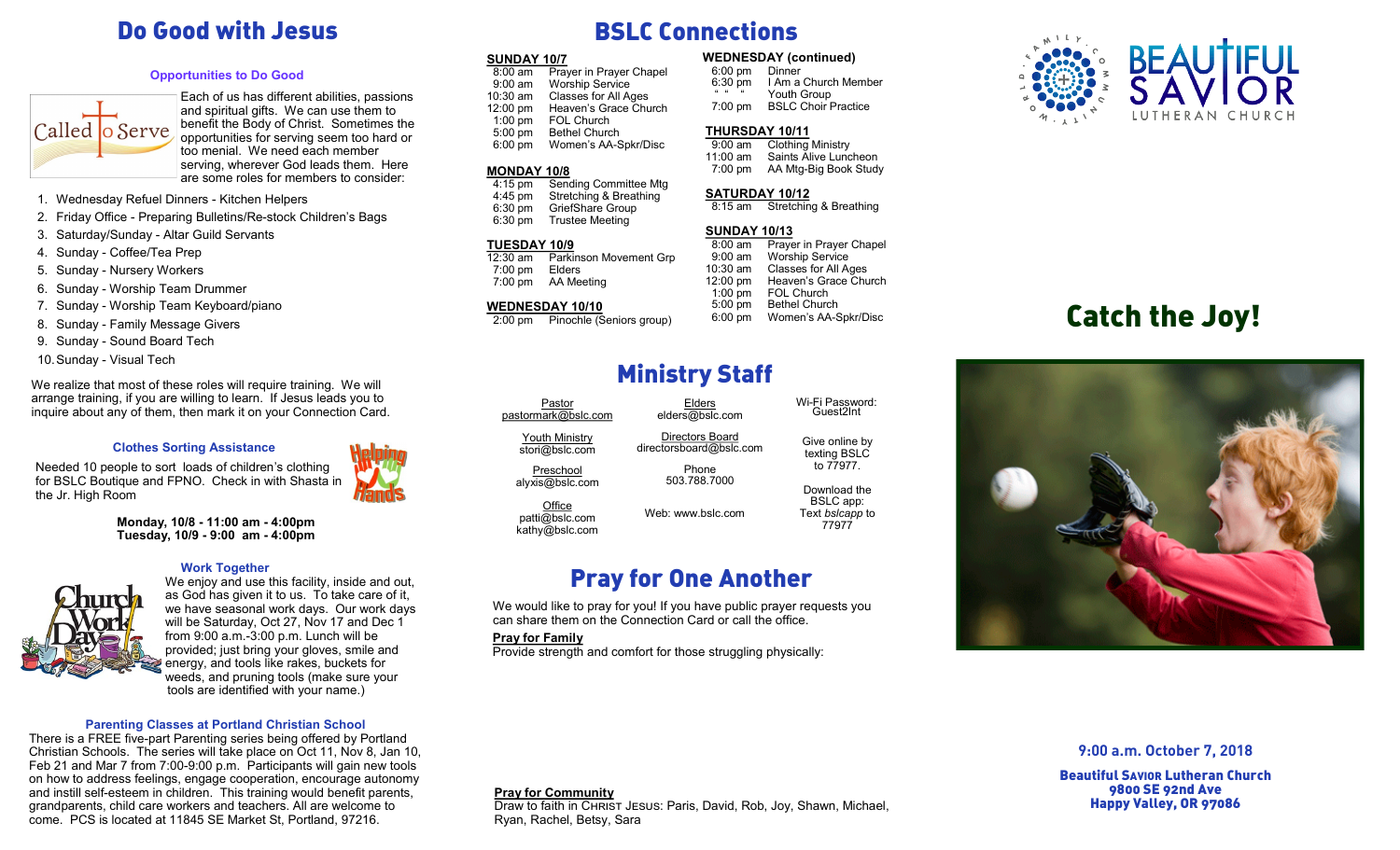# Do Good with Jesus

### Opportunities to Do Good

Each of us has different abilities, passions and spiritual gifts. We can use them to benefit the Body of Christ. Sometimes the opportunities for serving seem too hard or too menial. We need each member serving, wherever God leads them. Here are some roles for members to consider:

1. Wednesday Refuel Dinners - Kitchen Helpers
2. Friday Office - Preparing Bulletins/Re-stock Children's Bags
3. Saturday/Sunday - Altar Guild Servants
4. Sunday - Coffee/Tea Prep
5. Sunday - Nursery Workers
6. Sunday - Worship Team Drummer
7. Sunday - Worship Team Keyboard/piano
8. Sunday - Family Message Givers
9. Sunday - Sound Board Tech
10. Sunday - Visual Tech

We realize that most of these roles will require training. We will arrange training, if you are willing to learn. If Jesus leads you to inquire about any of them, then mark it on your Connection Card.

### Clothes Sorting Assistance

Needed 10 people to sort loads of children's clothing for BSLC Boutique and FPNO. Check in with Shasta in the Jr. High Room

**Monday, 10/8 - 11:00 am - 4:00pm**
**Tuesday, 10/9 - 9:00 am - 4:00pm**

### Work Together

We enjoy and use this facility, inside and out, as God has given it to us. To take care of it, we have seasonal work days. Our work days will be Saturday, Oct 27, Nov 17 and Dec 1 from 9:00 a.m.-3:00 p.m. Lunch will be provided; just bring your gloves, smile and energy, and tools like rakes, buckets for weeds, and pruning tools (make sure your tools are identified with your name.)

### Parenting Classes at Portland Christian School

There is a FREE five-part Parenting series being offered by Portland Christian Schools. The series will take place on Oct 11, Nov 8, Jan 10, Feb 21 and Mar 7 from 7:00-9:00 p.m. Participants will gain new tools on how to address feelings, engage cooperation, encourage autonomy and instill self-esteem in children. This training would benefit parents, grandparents, child care workers and teachers. All are welcome to come. PCS is located at 11845 SE Market St, Portland, 97216.

# BSLC Connections

**SUNDAY 10/7**

| | |
|---|---|
| 8:00 am | Prayer in Prayer Chapel |
| 9:00 am | Worship Service |
| 10:30 am | Classes for All Ages |
| 12:00 pm | Heaven's Grace Church |
| 1:00 pm | FOL Church |
| 5:00 pm | Bethel Church |
| 6:00 pm | Women's AA-Spkr/Disc |

**MONDAY 10/8**

| | |
|---|---|
| 4:15 pm | Sending Committee Mtg |
| 4:45 pm | Stretching & Breathing |
| 6:30 pm | GriefShare Group |
| 6:30 pm | Trustee Meeting |

**TUESDAY 10/9**

| | |
|---|---|
| 12:30 am | Parkinson Movement Grp |
| 7:00 pm | Elders |
| 7:00 pm | AA Meeting |

**WEDNESDAY 10/10**

| | |
|---|---|
| 2:00 pm | Pinochle (Seniors group) |

**WEDNESDAY (continued)**

| | |
|---|---|
| 6:00 pm | Dinner |
| 6:30 pm | I Am a Church Member |
| " " " | Youth Group |
| 7:00 pm | BSLC Choir Practice |

**THURSDAY 10/11**

| | |
|---|---|
| 9:00 am | Clothing Ministry |
| 11:00 am | Saints Alive Luncheon |
| 7:00 pm | AA Mtg-Big Book Study |

**SATURDAY 10/12**

| | |
|---|---|
| 8:15 am | Stretching & Breathing |

**SUNDAY 10/13**

| | |
|---|---|
| 8:00 am | Prayer in Prayer Chapel |
| 9:00 am | Worship Service |
| 10:30 am | Classes for All Ages |
| 12:00 pm | Heaven's Grace Church |
| 1:00 pm | FOL Church |
| 5:00 pm | Bethel Church |
| 6:00 pm | Women's AA-Spkr/Disc |

# Ministry Staff

Pastor
pastormark@bslc.com

Youth Ministry
stori@bslc.com

Preschool
alyxis@bslc.com

Office
patti@bslc.com
kathy@bslc.com

Elders
elders@bslc.com

Directors Board
directorsboard@bslc.com

Phone
503.788.7000

Web: www.bslc.com

Wi-Fi Password: Guest2Int

Give online by texting BSLC to 77977.

Download the BSLC app: Text *bslcapp* to 77977

# Pray for One Another

We would like to pray for you! If you have public prayer requests you can share them on the Connection Card or call the office.

**Pray for Family**

Provide strength and comfort for those struggling physically:

**Pray for Community**

Draw to faith in CHRIST JESUS: Paris, David, Rob, Joy, Shawn, Michael, Ryan, Rachel, Betsy, Sara

BEAUTIFUL SAVIOR LUTHERAN CHURCH

# Catch the Joy!

**9:00 a.m. October 7, 2018**

**Beautiful Savior Lutheran Church**
**9800 SE 92nd Ave**
**Happy Valley, OR 97086**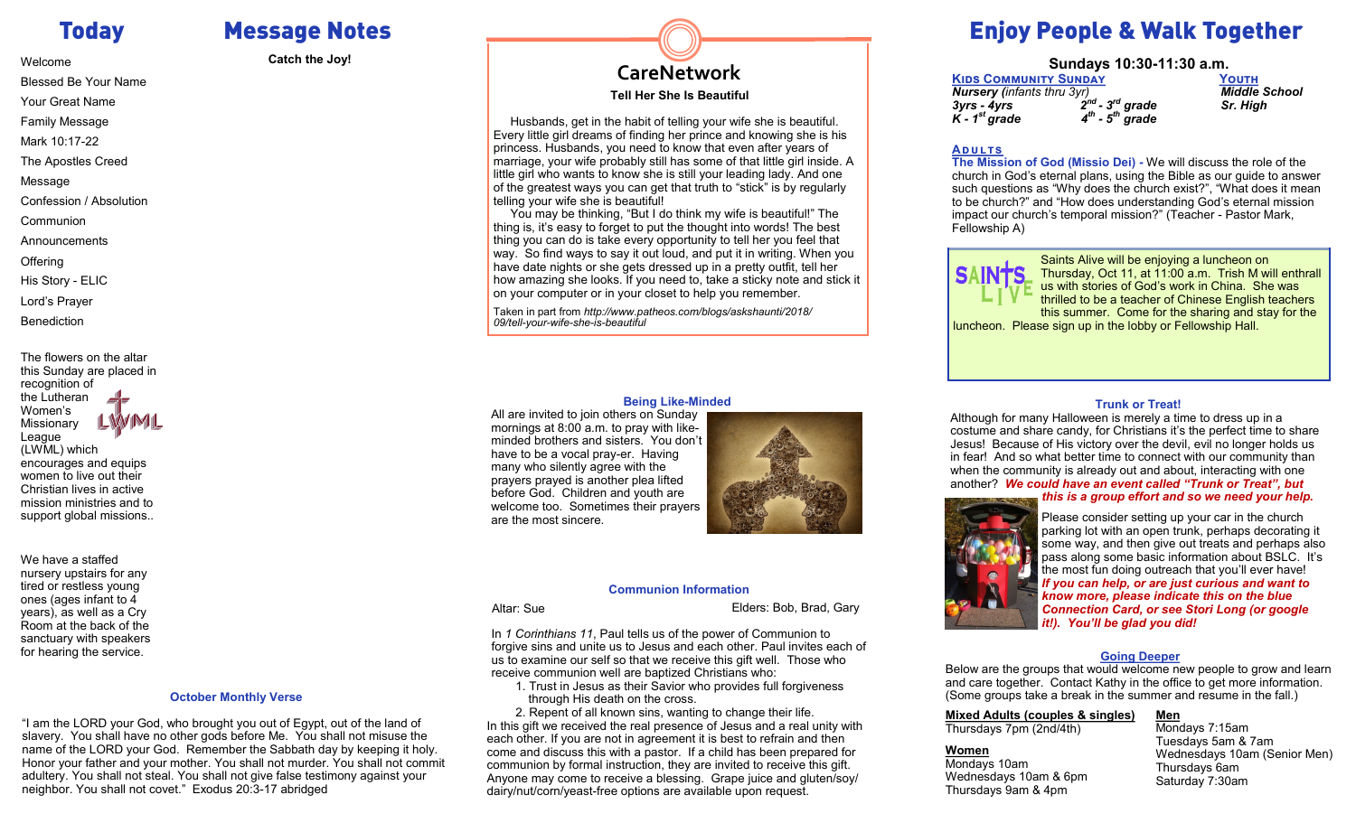# Today

Welcome

Blessed Be Your Name

Your Great Name

Family Message

Mark 10:17-22

The Apostles Creed

Message

Confession / Absolution

Communion

Announcements

Offering

His Story - ELIC

Lord's Prayer

Benediction

The flowers on the altar this Sunday are placed in recognition of the Lutheran Women's Missionary League (LWML) which encourages and equips women to live out their Christian lives in active mission ministries and to support global missions..

We have a staffed nursery upstairs for any tired or restless young ones (ages infant to 4 years), as well as a Cry Room at the back of the sanctuary with speakers for hearing the service.

### October Monthly Verse

"I am the LORD your God, who brought you out of Egypt, out of the land of slavery. You shall have no other gods before Me. You shall not misuse the name of the LORD your God. Remember the Sabbath day by keeping it holy. Honor your father and your mother. You shall not murder. You shall not commit adultery. You shall not steal. You shall not give false testimony against your neighbor. You shall not covet." Exodus 20:3-17 abridged

# Message Notes

**Catch the Joy!**

## CareNetwork

**Tell Her She Is Beautiful**

Husbands, get in the habit of telling your wife she is beautiful. Every little girl dreams of finding her prince and knowing she is his princess. Husbands, you need to know that even after years of marriage, your wife probably still has some of that little girl inside. A little girl who wants to know she is still your leading lady. And one of the greatest ways you can get that truth to "stick" is by regularly telling your wife she is beautiful!

You may be thinking, "But I do think my wife is beautiful!" The thing is, it's easy to forget to put the thought into words! The best thing you can do is take every opportunity to tell her you feel that way. So find ways to say it out loud, and put it in writing. When you have date nights or she gets dressed up in a pretty outfit, tell her how amazing she looks. If you need to, take a sticky note and stick it on your computer or in your closet to help you remember.

Taken in part from *http://www.patheos.com/blogs/askshaunti/2018/09/tell-your-wife-she-is-beautiful*

### Being Like-Minded

All are invited to join others on Sunday mornings at 8:00 a.m. to pray with like-minded brothers and sisters. You don't have to be a vocal pray-er. Having many who silently agree with the prayers prayed is another plea lifted before God. Children and youth are welcome too. Sometimes their prayers are the most sincere.

### Communion Information

Altar: Sue

Elders: Bob, Brad, Gary

In *1 Corinthians 11*, Paul tells us of the power of Communion to forgive sins and unite us to Jesus and each other. Paul invites each of us to examine our self so that we receive this gift well. Those who receive communion well are baptized Christians who:

1. Trust in Jesus as their Savior who provides full forgiveness through His death on the cross.
2. Repent of all known sins, wanting to change their life.

In this gift we received the real presence of Jesus and a real unity with each other. If you are not in agreement it is best to refrain and then come and discuss this with a pastor. If a child has been prepared for communion by formal instruction, they are invited to receive this gift. Anyone may come to receive a blessing. Grape juice and gluten/soy/dairy/nut/corn/yeast-free options are available upon request.

# Enjoy People & Walk Together

## Sundays 10:30-11:30 a.m.

**Kids Community Sunday**

***Nursery*** *(infants thru 3yr)*

***3yrs - 4yrs*** ***2nd - 3rd grade***

***K - 1st grade*** ***4th - 5th grade***

**Youth**

***Middle School***

***Sr. High***

**Adults**

**The Mission of God (Missio Dei) -** We will discuss the role of the church in God's eternal plans, using the Bible as our guide to answer such questions as "Why does the church exist?", "What does it mean to be church?" and "How does understanding God's eternal mission impact our church's temporal mission?" (Teacher - Pastor Mark, Fellowship A)

SAINTS ALIVE

Saints Alive will be enjoying a luncheon on Thursday, Oct 11, at 11:00 a.m. Trish M will enthrall us with stories of God's work in China. She was thrilled to be a teacher of Chinese English teachers this summer. Come for the sharing and stay for the luncheon. Please sign up in the lobby or Fellowship Hall.

### Trunk or Treat!

Although for many Halloween is merely a time to dress up in a costume and share candy, for Christians it's the perfect time to share Jesus! Because of His victory over the devil, evil no longer holds us in fear! And so what better time to connect with our community than when the community is already out and about, interacting with one another? ***We could have an event called "Trunk or Treat", but this is a group effort and so we need your help.***

Please consider setting up your car in the church parking lot with an open trunk, perhaps decorating it some way, and then give out treats and perhaps also pass along some basic information about BSLC. It's the most fun doing outreach that you'll ever have! ***If you can help, or are just curious and want to know more, please indicate this on the blue Connection Card, or see Stori Long (or google it!). You'll be glad you did!***

### Going Deeper

Below are the groups that would welcome new people to grow and learn and care together. Contact Kathy in the office to get more information. (Some groups take a break in the summer and resume in the fall.)

**Mixed Adults (couples & singles)**
Thursdays 7pm (2nd/4th)

**Women**
Mondays 10am
Wednesdays 10am & 6pm
Thursdays 9am & 4pm

**Men**
Mondays 7:15am
Tuesdays 5am & 7am
Wednesdays 10am (Senior Men)
Thursdays 6am
Saturday 7:30am